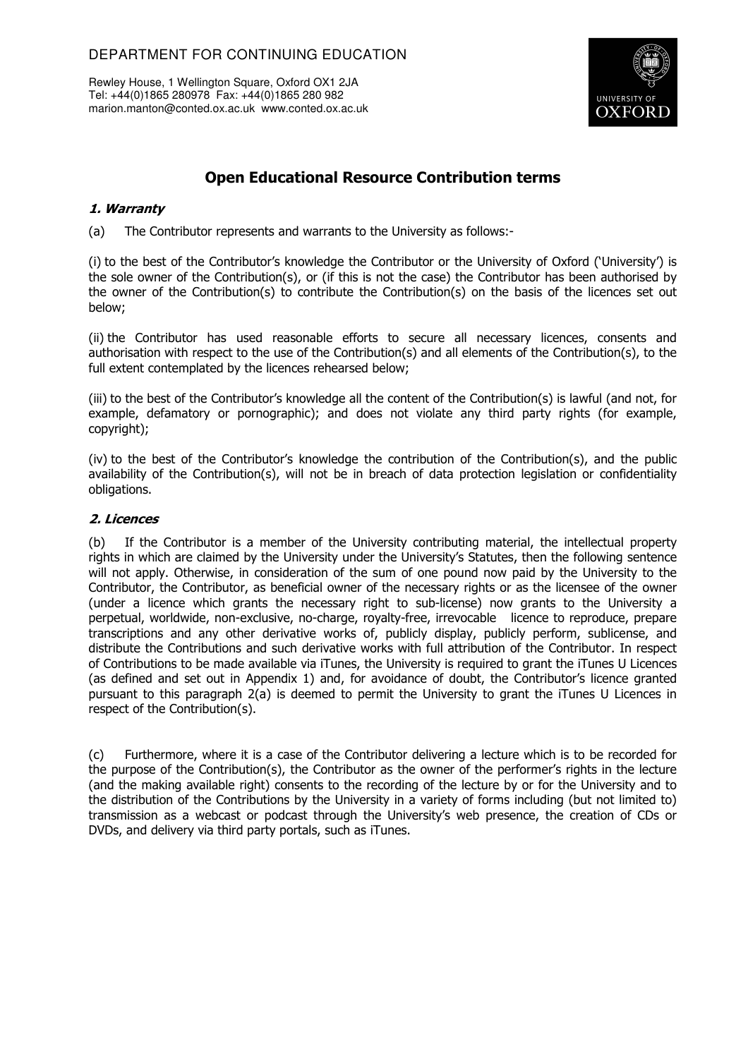DEPARTMENT FOR CONTINUING EDUCATION

Rewley House, 1 Wellington Square, Oxford OX1 2JA
Tel: +44(0)1865 280978 Fax: +44(0)1865 280 982
marion.manton@conted.ox.ac.uk www.conted.ox.ac.uk

UNIVERSITY OF OXFORD

# Open Educational Resource Contribution terms

### *1. Warranty*

(a) The Contributor represents and warrants to the University as follows:-

(i) to the best of the Contributor's knowledge the Contributor or the University of Oxford ('University') is the sole owner of the Contribution(s), or (if this is not the case) the Contributor has been authorised by the owner of the Contribution(s) to contribute the Contribution(s) on the basis of the licences set out below;

(ii) the Contributor has used reasonable efforts to secure all necessary licences, consents and authorisation with respect to the use of the Contribution(s) and all elements of the Contribution(s), to the full extent contemplated by the licences rehearsed below;

(iii) to the best of the Contributor's knowledge all the content of the Contribution(s) is lawful (and not, for example, defamatory or pornographic); and does not violate any third party rights (for example, copyright);

(iv) to the best of the Contributor's knowledge the contribution of the Contribution(s), and the public availability of the Contribution(s), will not be in breach of data protection legislation or confidentiality obligations.

### *2. Licences*

(b) If the Contributor is a member of the University contributing material, the intellectual property rights in which are claimed by the University under the University's Statutes, then the following sentence will not apply. Otherwise, in consideration of the sum of one pound now paid by the University to the Contributor, the Contributor, as beneficial owner of the necessary rights or as the licensee of the owner (under a licence which grants the necessary right to sub-license) now grants to the University a perpetual, worldwide, non-exclusive, no-charge, royalty-free, irrevocable licence to reproduce, prepare transcriptions and any other derivative works of, publicly display, publicly perform, sublicense, and distribute the Contributions and such derivative works with full attribution of the Contributor. In respect of Contributions to be made available via iTunes, the University is required to grant the iTunes U Licences (as defined and set out in Appendix 1) and, for avoidance of doubt, the Contributor's licence granted pursuant to this paragraph 2(a) is deemed to permit the University to grant the iTunes U Licences in respect of the Contribution(s).

(c) Furthermore, where it is a case of the Contributor delivering a lecture which is to be recorded for the purpose of the Contribution(s), the Contributor as the owner of the performer's rights in the lecture (and the making available right) consents to the recording of the lecture by or for the University and to the distribution of the Contributions by the University in a variety of forms including (but not limited to) transmission as a webcast or podcast through the University's web presence, the creation of CDs or DVDs, and delivery via third party portals, such as iTunes.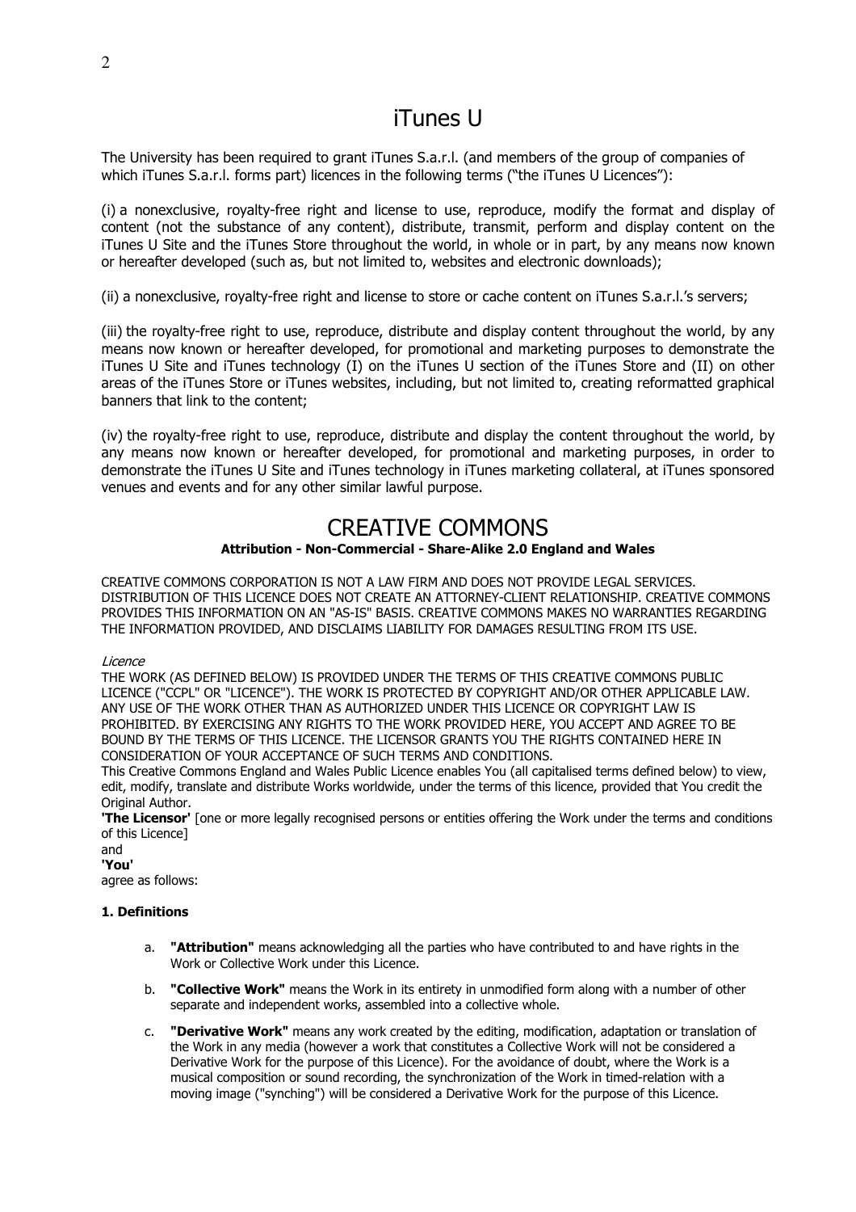# iTunes U

The University has been required to grant iTunes S.a.r.l. (and members of the group of companies of which iTunes S.a.r.l. forms part) licences in the following terms ("the iTunes U Licences"):

(i) a nonexclusive, royalty-free right and license to use, reproduce, modify the format and display of content (not the substance of any content), distribute, transmit, perform and display content on the iTunes U Site and the iTunes Store throughout the world, in whole or in part, by any means now known or hereafter developed (such as, but not limited to, websites and electronic downloads);

(ii) a nonexclusive, royalty-free right and license to store or cache content on iTunes S.a.r.l.'s servers;

(iii) the royalty-free right to use, reproduce, distribute and display content throughout the world, by any means now known or hereafter developed, for promotional and marketing purposes to demonstrate the iTunes U Site and iTunes technology (I) on the iTunes U section of the iTunes Store and (II) on other areas of the iTunes Store or iTunes websites, including, but not limited to, creating reformatted graphical banners that link to the content;

(iv) the royalty-free right to use, reproduce, distribute and display the content throughout the world, by any means now known or hereafter developed, for promotional and marketing purposes, in order to demonstrate the iTunes U Site and iTunes technology in iTunes marketing collateral, at iTunes sponsored venues and events and for any other similar lawful purpose.

# CREATIVE COMMONS

**Attribution - Non-Commercial - Share-Alike 2.0 England and Wales**

CREATIVE COMMONS CORPORATION IS NOT A LAW FIRM AND DOES NOT PROVIDE LEGAL SERVICES. DISTRIBUTION OF THIS LICENCE DOES NOT CREATE AN ATTORNEY-CLIENT RELATIONSHIP. CREATIVE COMMONS PROVIDES THIS INFORMATION ON AN "AS-IS" BASIS. CREATIVE COMMONS MAKES NO WARRANTIES REGARDING THE INFORMATION PROVIDED, AND DISCLAIMS LIABILITY FOR DAMAGES RESULTING FROM ITS USE.

*Licence*

THE WORK (AS DEFINED BELOW) IS PROVIDED UNDER THE TERMS OF THIS CREATIVE COMMONS PUBLIC LICENCE ("CCPL" OR "LICENCE"). THE WORK IS PROTECTED BY COPYRIGHT AND/OR OTHER APPLICABLE LAW. ANY USE OF THE WORK OTHER THAN AS AUTHORIZED UNDER THIS LICENCE OR COPYRIGHT LAW IS PROHIBITED. BY EXERCISING ANY RIGHTS TO THE WORK PROVIDED HERE, YOU ACCEPT AND AGREE TO BE BOUND BY THE TERMS OF THIS LICENCE. THE LICENSOR GRANTS YOU THE RIGHTS CONTAINED HERE IN CONSIDERATION OF YOUR ACCEPTANCE OF SUCH TERMS AND CONDITIONS.

This Creative Commons England and Wales Public Licence enables You (all capitalised terms defined below) to view, edit, modify, translate and distribute Works worldwide, under the terms of this licence, provided that You credit the Original Author.

**'The Licensor'** [one or more legally recognised persons or entities offering the Work under the terms and conditions of this Licence]

and

**'You'**

agree as follows:

**1. Definitions**

a. **"Attribution"** means acknowledging all the parties who have contributed to and have rights in the Work or Collective Work under this Licence.

b. **"Collective Work"** means the Work in its entirety in unmodified form along with a number of other separate and independent works, assembled into a collective whole.

c. **"Derivative Work"** means any work created by the editing, modification, adaptation or translation of the Work in any media (however a work that constitutes a Collective Work will not be considered a Derivative Work for the purpose of this Licence). For the avoidance of doubt, where the Work is a musical composition or sound recording, the synchronization of the Work in timed-relation with a moving image ("synching") will be considered a Derivative Work for the purpose of this Licence.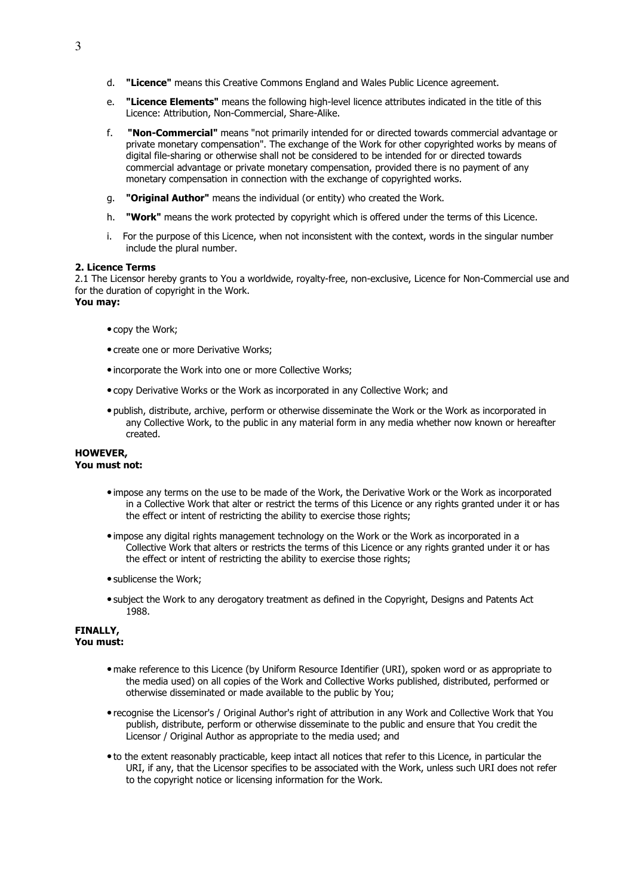d. **"Licence"** means this Creative Commons England and Wales Public Licence agreement.

e. **"Licence Elements"** means the following high-level licence attributes indicated in the title of this Licence: Attribution, Non-Commercial, Share-Alike.

f. **"Non-Commercial"** means "not primarily intended for or directed towards commercial advantage or private monetary compensation". The exchange of the Work for other copyrighted works by means of digital file-sharing or otherwise shall not be considered to be intended for or directed towards commercial advantage or private monetary compensation, provided there is no payment of any monetary compensation in connection with the exchange of copyrighted works.

g. **"Original Author"** means the individual (or entity) who created the Work.

h. **"Work"** means the work protected by copyright which is offered under the terms of this Licence.

i. For the purpose of this Licence, when not inconsistent with the context, words in the singular number include the plural number.

**2. Licence Terms**

2.1 The Licensor hereby grants to You a worldwide, royalty-free, non-exclusive, Licence for Non-Commercial use and for the duration of copyright in the Work.

**You may:**

- copy the Work;
- create one or more Derivative Works;
- incorporate the Work into one or more Collective Works;
- copy Derivative Works or the Work as incorporated in any Collective Work; and
- publish, distribute, archive, perform or otherwise disseminate the Work or the Work as incorporated in any Collective Work, to the public in any material form in any media whether now known or hereafter created.

**HOWEVER,**
**You must not:**

- impose any terms on the use to be made of the Work, the Derivative Work or the Work as incorporated in a Collective Work that alter or restrict the terms of this Licence or any rights granted under it or has the effect or intent of restricting the ability to exercise those rights;
- impose any digital rights management technology on the Work or the Work as incorporated in a Collective Work that alters or restricts the terms of this Licence or any rights granted under it or has the effect or intent of restricting the ability to exercise those rights;
- sublicense the Work;
- subject the Work to any derogatory treatment as defined in the Copyright, Designs and Patents Act 1988.

**FINALLY,**
**You must:**

- make reference to this Licence (by Uniform Resource Identifier (URI), spoken word or as appropriate to the media used) on all copies of the Work and Collective Works published, distributed, performed or otherwise disseminated or made available to the public by You;
- recognise the Licensor's / Original Author's right of attribution in any Work and Collective Work that You publish, distribute, perform or otherwise disseminate to the public and ensure that You credit the Licensor / Original Author as appropriate to the media used; and
- to the extent reasonably practicable, keep intact all notices that refer to this Licence, in particular the URI, if any, that the Licensor specifies to be associated with the Work, unless such URI does not refer to the copyright notice or licensing information for the Work.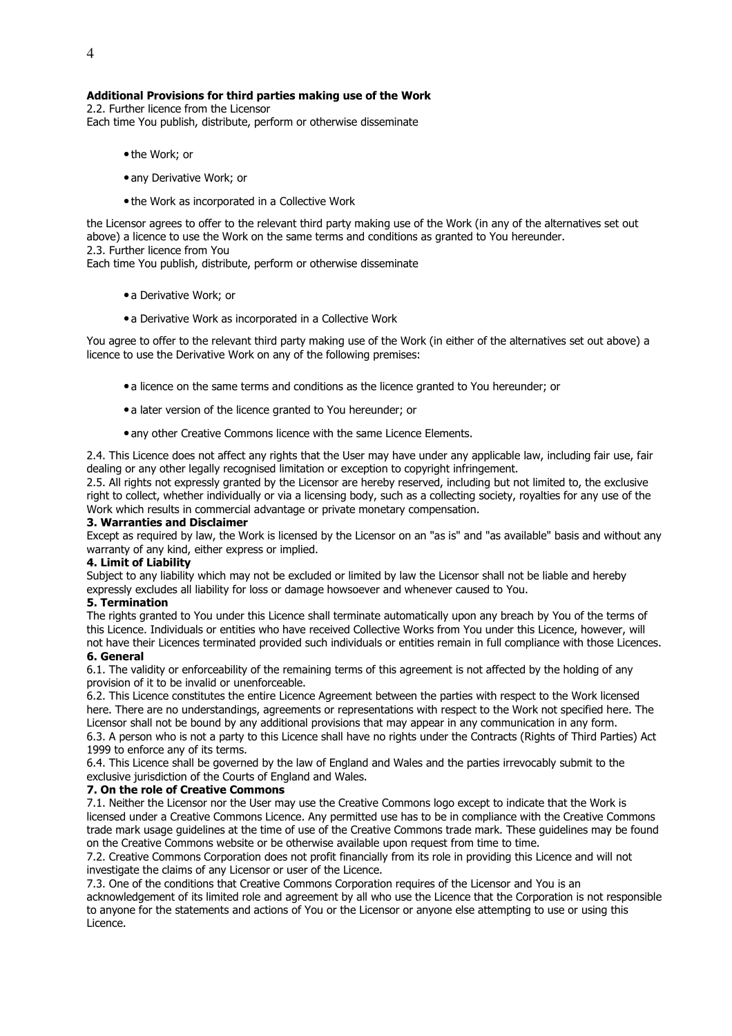**Additional Provisions for third parties making use of the Work**

2.2. Further licence from the Licensor

Each time You publish, distribute, perform or otherwise disseminate

- the Work; or
- any Derivative Work; or
- the Work as incorporated in a Collective Work

the Licensor agrees to offer to the relevant third party making use of the Work (in any of the alternatives set out above) a licence to use the Work on the same terms and conditions as granted to You hereunder.

2.3. Further licence from You

Each time You publish, distribute, perform or otherwise disseminate

- a Derivative Work; or
- a Derivative Work as incorporated in a Collective Work

You agree to offer to the relevant third party making use of the Work (in either of the alternatives set out above) a licence to use the Derivative Work on any of the following premises:

- a licence on the same terms and conditions as the licence granted to You hereunder; or
- a later version of the licence granted to You hereunder; or
- any other Creative Commons licence with the same Licence Elements.

2.4. This Licence does not affect any rights that the User may have under any applicable law, including fair use, fair dealing or any other legally recognised limitation or exception to copyright infringement.

2.5. All rights not expressly granted by the Licensor are hereby reserved, including but not limited to, the exclusive right to collect, whether individually or via a licensing body, such as a collecting society, royalties for any use of the Work which results in commercial advantage or private monetary compensation.

**3. Warranties and Disclaimer**

Except as required by law, the Work is licensed by the Licensor on an "as is" and "as available" basis and without any warranty of any kind, either express or implied.

**4. Limit of Liability**

Subject to any liability which may not be excluded or limited by law the Licensor shall not be liable and hereby expressly excludes all liability for loss or damage howsoever and whenever caused to You.

**5. Termination**

The rights granted to You under this Licence shall terminate automatically upon any breach by You of the terms of this Licence. Individuals or entities who have received Collective Works from You under this Licence, however, will not have their Licences terminated provided such individuals or entities remain in full compliance with those Licences.

**6. General**

6.1. The validity or enforceability of the remaining terms of this agreement is not affected by the holding of any provision of it to be invalid or unenforceable.

6.2. This Licence constitutes the entire Licence Agreement between the parties with respect to the Work licensed here. There are no understandings, agreements or representations with respect to the Work not specified here. The Licensor shall not be bound by any additional provisions that may appear in any communication in any form.

6.3. A person who is not a party to this Licence shall have no rights under the Contracts (Rights of Third Parties) Act 1999 to enforce any of its terms.

6.4. This Licence shall be governed by the law of England and Wales and the parties irrevocably submit to the exclusive jurisdiction of the Courts of England and Wales.

**7. On the role of Creative Commons**

7.1. Neither the Licensor nor the User may use the Creative Commons logo except to indicate that the Work is licensed under a Creative Commons Licence. Any permitted use has to be in compliance with the Creative Commons trade mark usage guidelines at the time of use of the Creative Commons trade mark. These guidelines may be found on the Creative Commons website or be otherwise available upon request from time to time.

7.2. Creative Commons Corporation does not profit financially from its role in providing this Licence and will not investigate the claims of any Licensor or user of the Licence.

7.3. One of the conditions that Creative Commons Corporation requires of the Licensor and You is an acknowledgement of its limited role and agreement by all who use the Licence that the Corporation is not responsible to anyone for the statements and actions of You or the Licensor or anyone else attempting to use or using this Licence.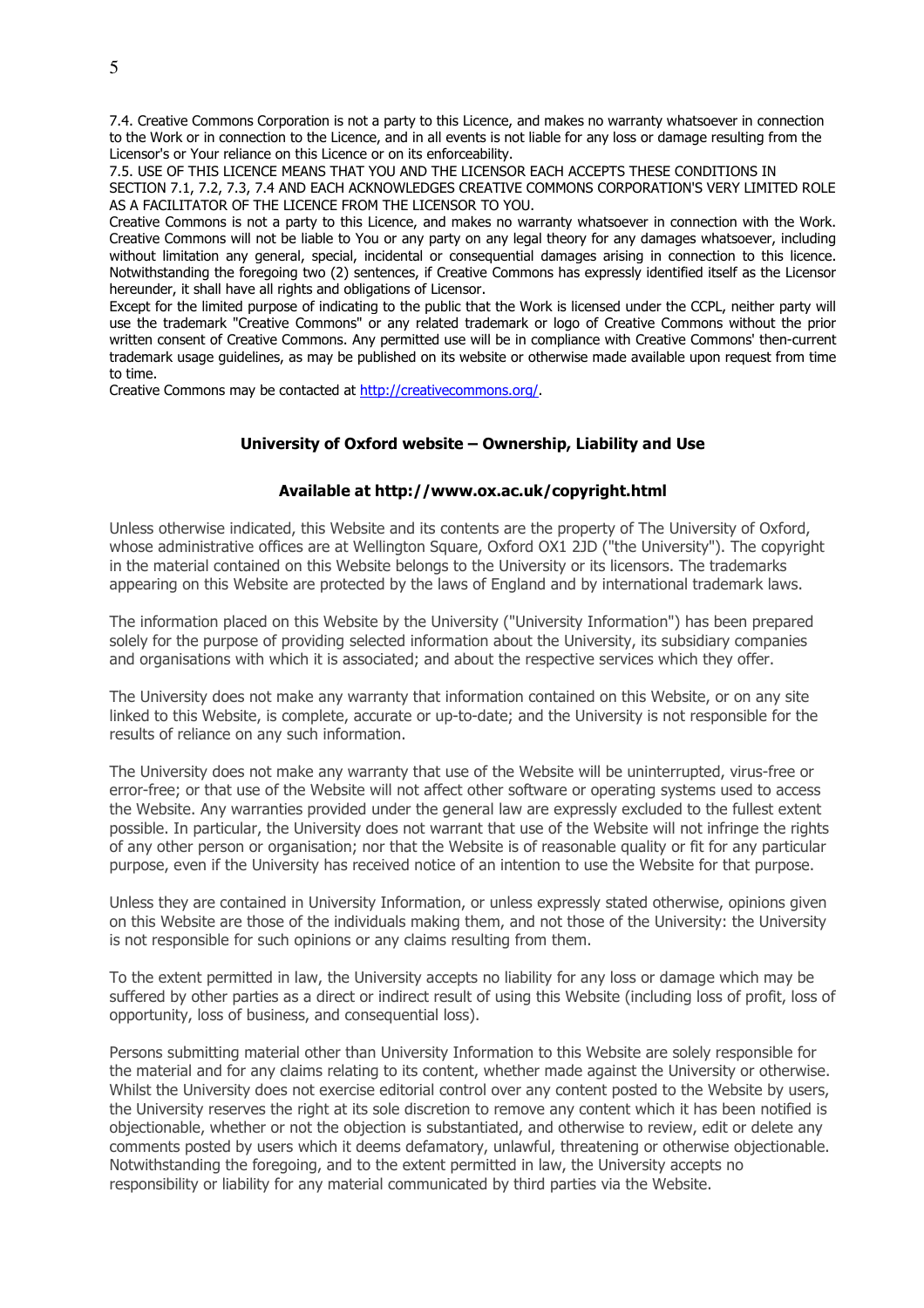7.4. Creative Commons Corporation is not a party to this Licence, and makes no warranty whatsoever in connection to the Work or in connection to the Licence, and in all events is not liable for any loss or damage resulting from the Licensor's or Your reliance on this Licence or on its enforceability.

7.5. USE OF THIS LICENCE MEANS THAT YOU AND THE LICENSOR EACH ACCEPTS THESE CONDITIONS IN SECTION 7.1, 7.2, 7.3, 7.4 AND EACH ACKNOWLEDGES CREATIVE COMMONS CORPORATION'S VERY LIMITED ROLE AS A FACILITATOR OF THE LICENCE FROM THE LICENSOR TO YOU.

Creative Commons is not a party to this Licence, and makes no warranty whatsoever in connection with the Work. Creative Commons will not be liable to You or any party on any legal theory for any damages whatsoever, including without limitation any general, special, incidental or consequential damages arising in connection to this licence. Notwithstanding the foregoing two (2) sentences, if Creative Commons has expressly identified itself as the Licensor hereunder, it shall have all rights and obligations of Licensor.

Except for the limited purpose of indicating to the public that the Work is licensed under the CCPL, neither party will use the trademark "Creative Commons" or any related trademark or logo of Creative Commons without the prior written consent of Creative Commons. Any permitted use will be in compliance with Creative Commons' then-current trademark usage guidelines, as may be published on its website or otherwise made available upon request from time to time.

Creative Commons may be contacted at http://creativecommons.org/.

## University of Oxford website – Ownership, Liability and Use

### Available at http://www.ox.ac.uk/copyright.html

Unless otherwise indicated, this Website and its contents are the property of The University of Oxford, whose administrative offices are at Wellington Square, Oxford OX1 2JD ("the University"). The copyright in the material contained on this Website belongs to the University or its licensors. The trademarks appearing on this Website are protected by the laws of England and by international trademark laws.

The information placed on this Website by the University ("University Information") has been prepared solely for the purpose of providing selected information about the University, its subsidiary companies and organisations with which it is associated; and about the respective services which they offer.

The University does not make any warranty that information contained on this Website, or on any site linked to this Website, is complete, accurate or up-to-date; and the University is not responsible for the results of reliance on any such information.

The University does not make any warranty that use of the Website will be uninterrupted, virus-free or error-free; or that use of the Website will not affect other software or operating systems used to access the Website. Any warranties provided under the general law are expressly excluded to the fullest extent possible. In particular, the University does not warrant that use of the Website will not infringe the rights of any other person or organisation; nor that the Website is of reasonable quality or fit for any particular purpose, even if the University has received notice of an intention to use the Website for that purpose.

Unless they are contained in University Information, or unless expressly stated otherwise, opinions given on this Website are those of the individuals making them, and not those of the University: the University is not responsible for such opinions or any claims resulting from them.

To the extent permitted in law, the University accepts no liability for any loss or damage which may be suffered by other parties as a direct or indirect result of using this Website (including loss of profit, loss of opportunity, loss of business, and consequential loss).

Persons submitting material other than University Information to this Website are solely responsible for the material and for any claims relating to its content, whether made against the University or otherwise. Whilst the University does not exercise editorial control over any content posted to the Website by users, the University reserves the right at its sole discretion to remove any content which it has been notified is objectionable, whether or not the objection is substantiated, and otherwise to review, edit or delete any comments posted by users which it deems defamatory, unlawful, threatening or otherwise objectionable. Notwithstanding the foregoing, and to the extent permitted in law, the University accepts no responsibility or liability for any material communicated by third parties via the Website.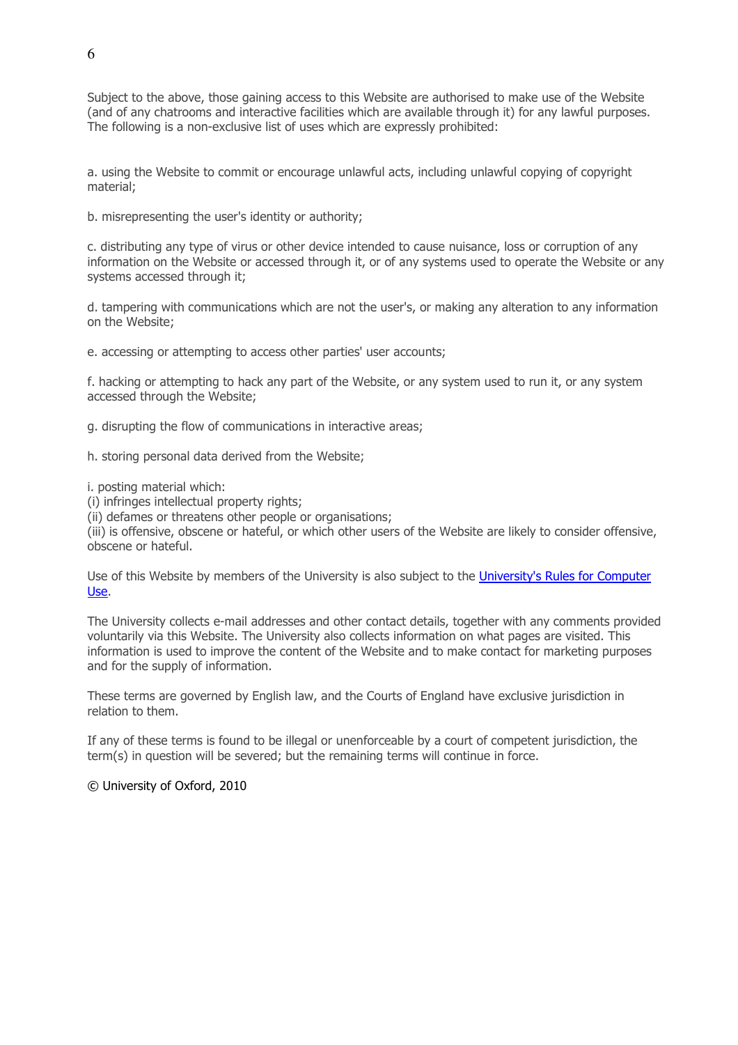Subject to the above, those gaining access to this Website are authorised to make use of the Website (and of any chatrooms and interactive facilities which are available through it) for any lawful purposes. The following is a non-exclusive list of uses which are expressly prohibited:

a. using the Website to commit or encourage unlawful acts, including unlawful copying of copyright material;

b. misrepresenting the user's identity or authority;

c. distributing any type of virus or other device intended to cause nuisance, loss or corruption of any information on the Website or accessed through it, or of any systems used to operate the Website or any systems accessed through it;

d. tampering with communications which are not the user's, or making any alteration to any information on the Website;

e. accessing or attempting to access other parties' user accounts;

f. hacking or attempting to hack any part of the Website, or any system used to run it, or any system accessed through the Website;

g. disrupting the flow of communications in interactive areas;

h. storing personal data derived from the Website;

i. posting material which:
(i) infringes intellectual property rights;
(ii) defames or threatens other people or organisations;
(iii) is offensive, obscene or hateful, or which other users of the Website are likely to consider offensive, obscene or hateful.

Use of this Website by members of the University is also subject to the University's Rules for Computer Use.

The University collects e-mail addresses and other contact details, together with any comments provided voluntarily via this Website. The University also collects information on what pages are visited. This information is used to improve the content of the Website and to make contact for marketing purposes and for the supply of information.

These terms are governed by English law, and the Courts of England have exclusive jurisdiction in relation to them.

If any of these terms is found to be illegal or unenforceable by a court of competent jurisdiction, the term(s) in question will be severed; but the remaining terms will continue in force.

© University of Oxford, 2010